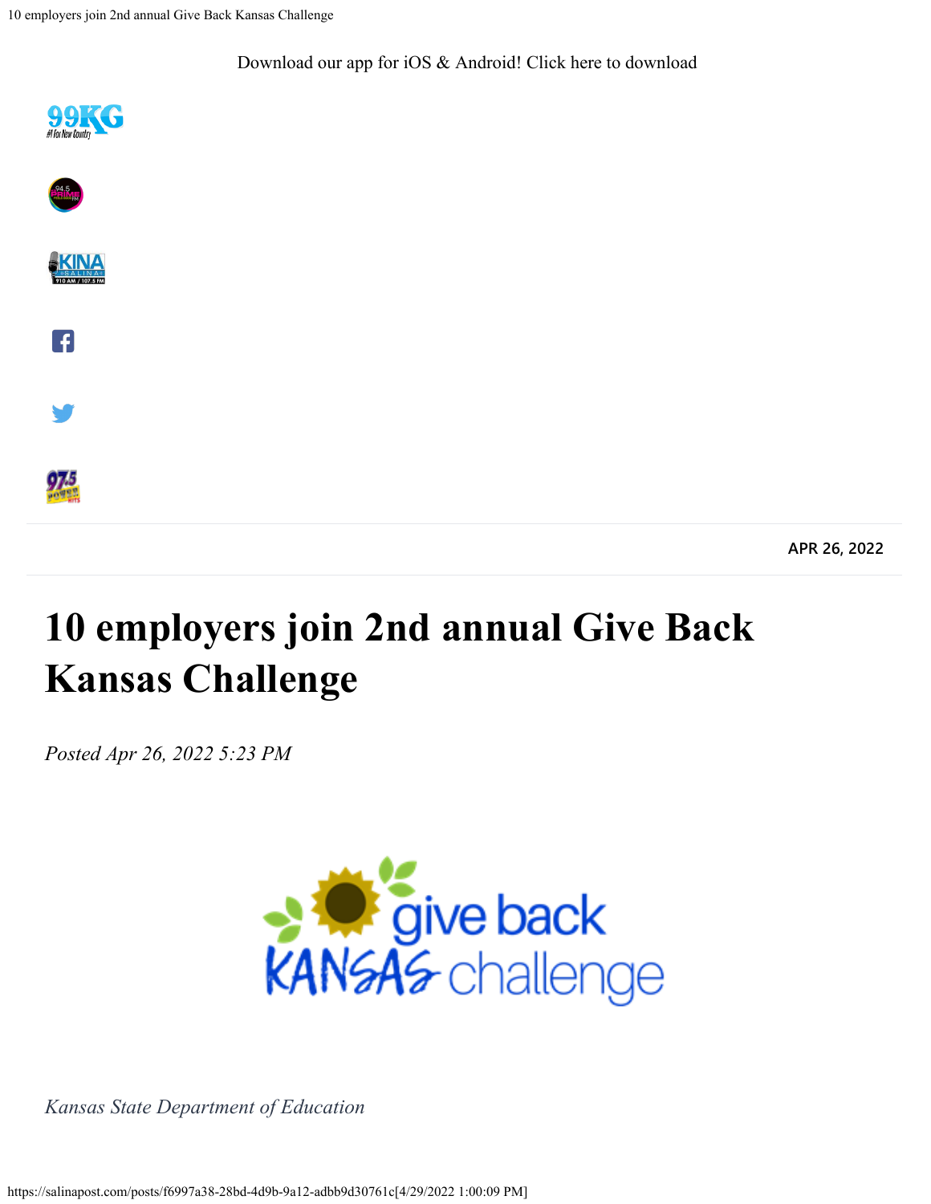Download our app for iOS & Android! Click here to download

APR 26, 2022

# 10 employers join 2nd annual Give Back Kansas Challenge

*Posted Apr 26, 2022 5:23 PM*

*Kansas State Department of Education*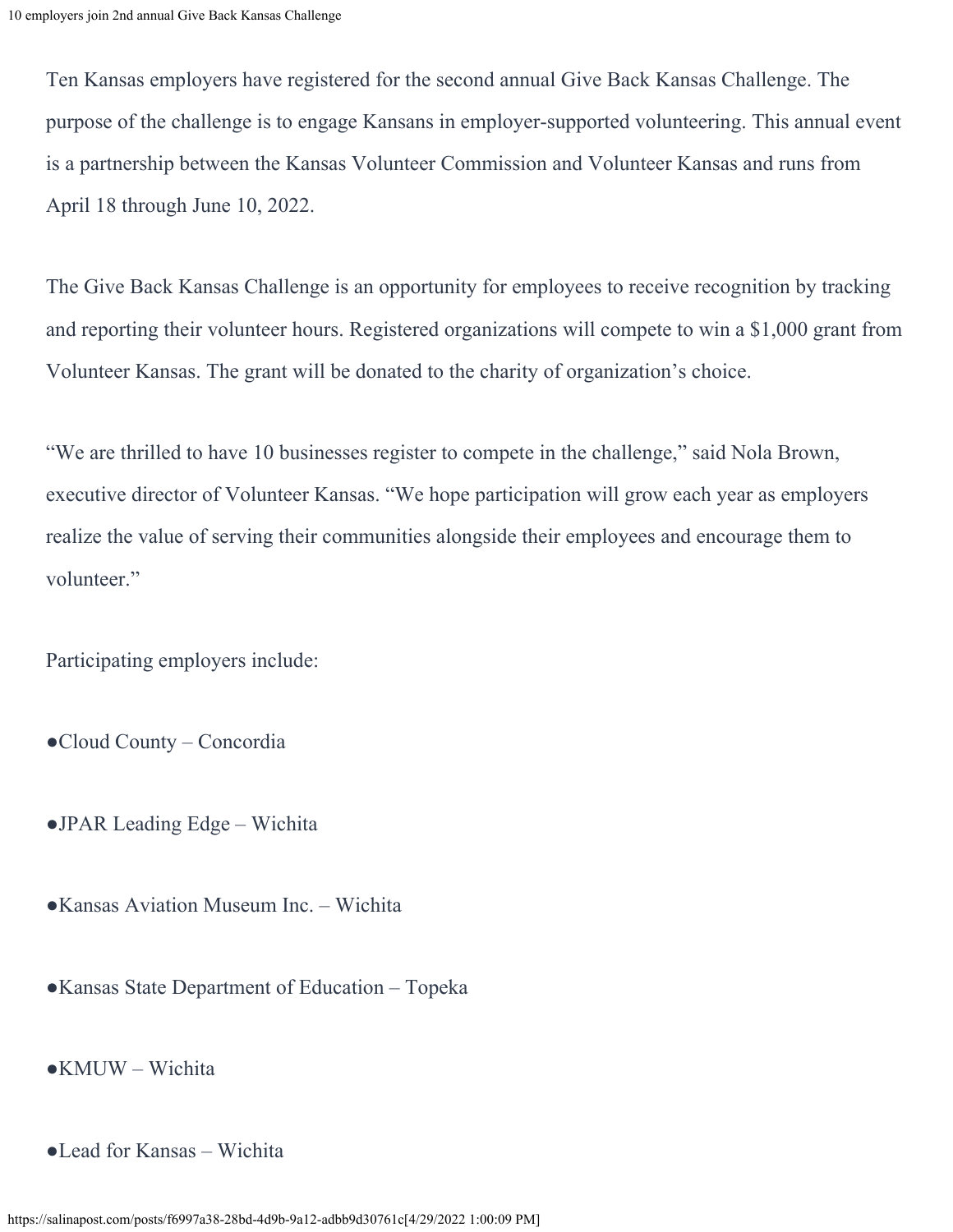Ten Kansas employers have registered for the second annual Give Back Kansas Challenge. The purpose of the challenge is to engage Kansans in employer-supported volunteering. This annual event is a partnership between the Kansas Volunteer Commission and Volunteer Kansas and runs from April 18 through June 10, 2022.

The Give Back Kansas Challenge is an opportunity for employees to receive recognition by tracking and reporting their volunteer hours. Registered organizations will compete to win a $1,000 grant from Volunteer Kansas. The grant will be donated to the charity of organization's choice.

"We are thrilled to have 10 businesses register to compete in the challenge," said Nola Brown, executive director of Volunteer Kansas. "We hope participation will grow each year as employers realize the value of serving their communities alongside their employees and encourage them to volunteer."

Participating employers include:

- Cloud County – Concordia
- JPAR Leading Edge – Wichita
- Kansas Aviation Museum Inc. – Wichita
- Kansas State Department of Education – Topeka
- KMUW – Wichita
- Lead for Kansas – Wichita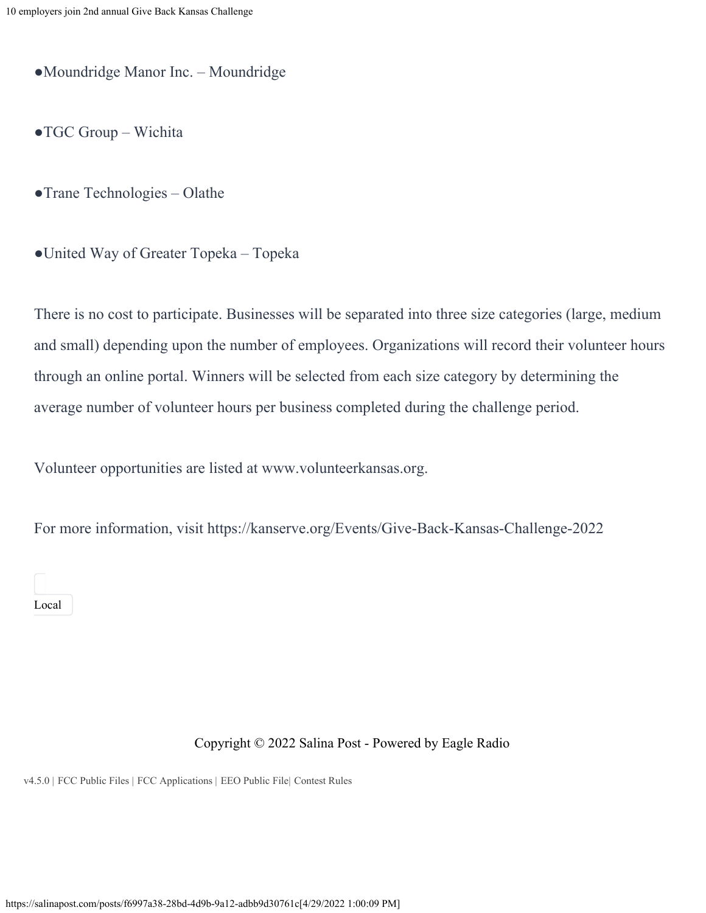- Moundridge Manor Inc. – Moundridge
- TGC Group – Wichita
- Trane Technologies – Olathe
- United Way of Greater Topeka – Topeka

There is no cost to participate. Businesses will be separated into three size categories (large, medium and small) depending upon the number of employees. Organizations will record their volunteer hours through an online portal. Winners will be selected from each size category by determining the average number of volunteer hours per business completed during the challenge period.

Volunteer opportunities are listed at www.volunteerkansas.org.

For more information, visit https://kanserve.org/Events/Give-Back-Kansas-Challenge-2022

Local

Copyright © 2022 Salina Post - Powered by Eagle Radio

v4.5.0 | FCC Public Files | FCC Applications | EEO Public File| Contest Rules